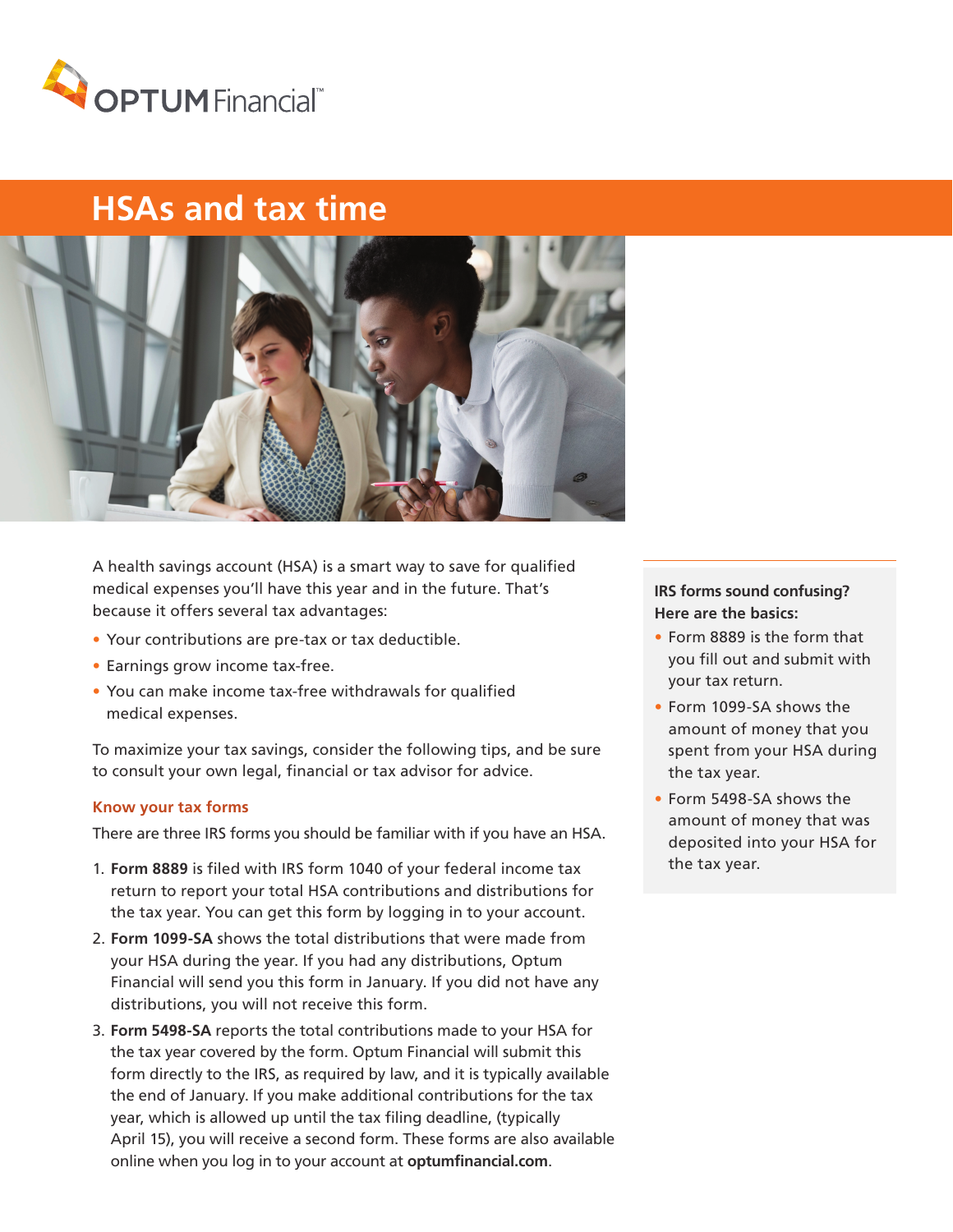OPTUM Financial™

# HSAs and tax time

A health savings account (HSA) is a smart way to save for qualified medical expenses you'll have this year and in the future. That's because it offers several tax advantages:

- Your contributions are pre-tax or tax deductible.
- Earnings grow income tax-free.
- You can make income tax-free withdrawals for qualified medical expenses.

To maximize your tax savings, consider the following tips, and be sure to consult your own legal, financial or tax advisor for advice.

## Know your tax forms

There are three IRS forms you should be familiar with if you have an HSA.

1. **Form 8889** is filed with IRS form 1040 of your federal income tax return to report your total HSA contributions and distributions for the tax year. You can get this form by logging in to your account.
2. **Form 1099-SA** shows the total distributions that were made from your HSA during the year. If you had any distributions, Optum Financial will send you this form in January. If you did not have any distributions, you will not receive this form.
3. **Form 5498-SA** reports the total contributions made to your HSA for the tax year covered by the form. Optum Financial will submit this form directly to the IRS, as required by law, and it is typically available the end of January. If you make additional contributions for the tax year, which is allowed up until the tax filing deadline, (typically April 15), you will receive a second form. These forms are also available online when you log in to your account at **optumfinancial.com**.

**IRS forms sound confusing? Here are the basics:**

- Form 8889 is the form that you fill out and submit with your tax return.
- Form 1099-SA shows the amount of money that you spent from your HSA during the tax year.
- Form 5498-SA shows the amount of money that was deposited into your HSA for the tax year.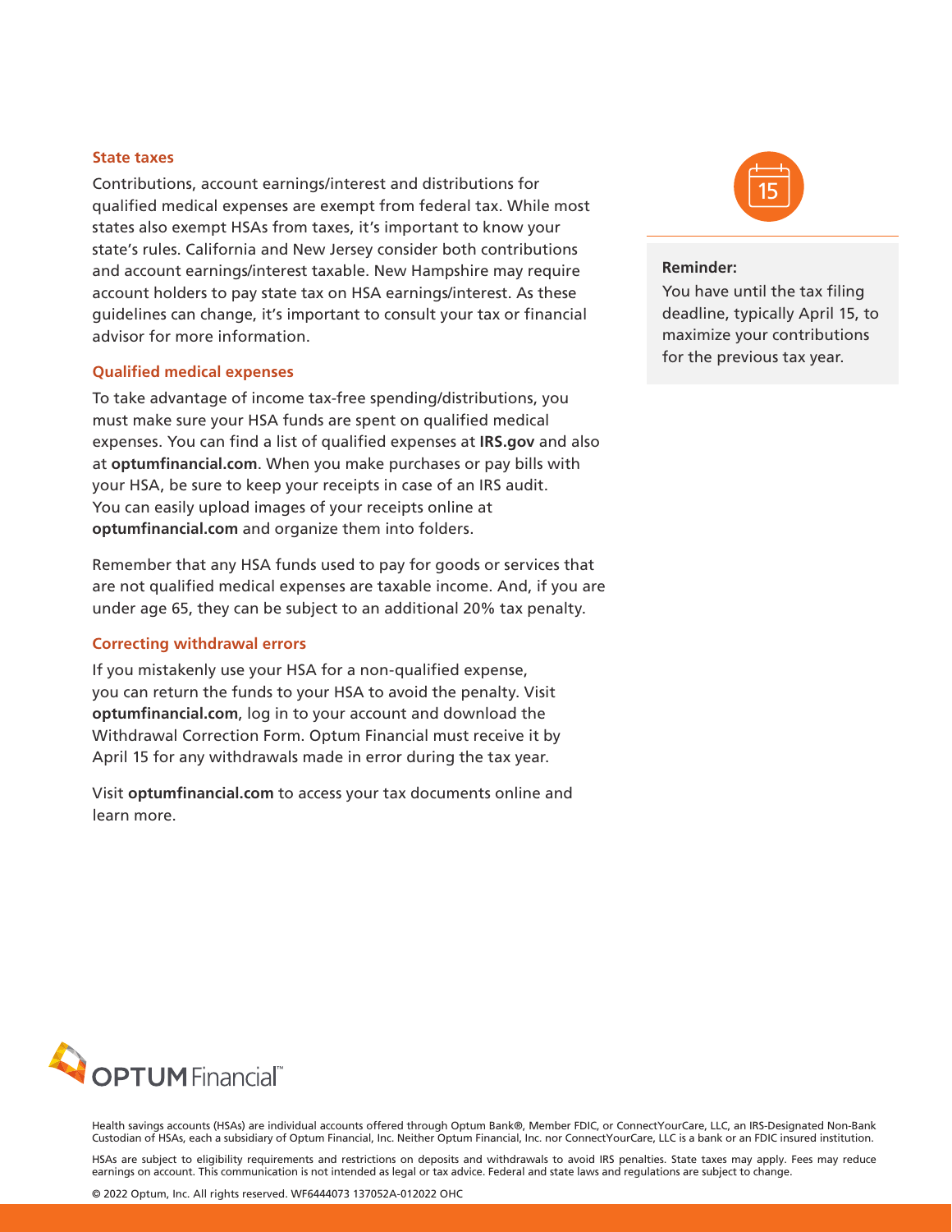### State taxes

Contributions, account earnings/interest and distributions for qualified medical expenses are exempt from federal tax. While most states also exempt HSAs from taxes, it's important to know your state's rules. California and New Jersey consider both contributions and account earnings/interest taxable. New Hampshire may require account holders to pay state tax on HSA earnings/interest. As these guidelines can change, it's important to consult your tax or financial advisor for more information.

### Qualified medical expenses

To take advantage of income tax-free spending/distributions, you must make sure your HSA funds are spent on qualified medical expenses. You can find a list of qualified expenses at **IRS.gov** and also at **optumfinancial.com**. When you make purchases or pay bills with your HSA, be sure to keep your receipts in case of an IRS audit. You can easily upload images of your receipts online at **optumfinancial.com** and organize them into folders.

Remember that any HSA funds used to pay for goods or services that are not qualified medical expenses are taxable income. And, if you are under age 65, they can be subject to an additional 20% tax penalty.

### Correcting withdrawal errors

If you mistakenly use your HSA for a non-qualified expense, you can return the funds to your HSA to avoid the penalty. Visit **optumfinancial.com**, log in to your account and download the Withdrawal Correction Form. Optum Financial must receive it by April 15 for any withdrawals made in error during the tax year.

Visit **optumfinancial.com** to access your tax documents online and learn more.

**Reminder:**
You have until the tax filing deadline, typically April 15, to maximize your contributions for the previous tax year.

OPTUM Financial™

Health savings accounts (HSAs) are individual accounts offered through Optum Bank®, Member FDIC, or ConnectYourCare, LLC, an IRS-Designated Non-Bank Custodian of HSAs, each a subsidiary of Optum Financial, Inc. Neither Optum Financial, Inc. nor ConnectYourCare, LLC is a bank or an FDIC insured institution.

HSAs are subject to eligibility requirements and restrictions on deposits and withdrawals to avoid IRS penalties. State taxes may apply. Fees may reduce earnings on account. This communication is not intended as legal or tax advice. Federal and state laws and regulations are subject to change.

© 2022 Optum, Inc. All rights reserved. WF6444073 137052A-012022 OHC